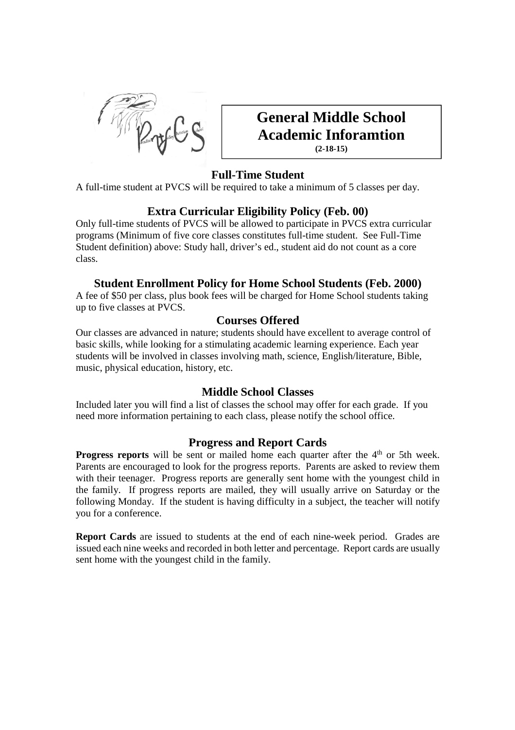# General Middle School Academic Inforamtion

**(2-18-15)**

## Full-Time Student

A full-time student at PVCS will be required to take a minimum of 5 classes per day.

## Extra Curricular Eligibility Policy (Feb. 00)

Only full-time students of PVCS will be allowed to participate in PVCS extra curricular programs (Minimum of five core classes constitutes full-time student. See Full-Time Student definition) above: Study hall, driver's ed., student aid do not count as a core class.

## Student Enrollment Policy for Home School Students (Feb. 2000)

A fee of $50 per class, plus book fees will be charged for Home School students taking up to five classes at PVCS.

## Courses Offered

Our classes are advanced in nature; students should have excellent to average control of basic skills, while looking for a stimulating academic learning experience. Each year students will be involved in classes involving math, science, English/literature, Bible, music, physical education, history, etc.

## Middle School Classes

Included later you will find a list of classes the school may offer for each grade. If you need more information pertaining to each class, please notify the school office.

## Progress and Report Cards

**Progress reports** will be sent or mailed home each quarter after the 4th or 5th week. Parents are encouraged to look for the progress reports. Parents are asked to review them with their teenager. Progress reports are generally sent home with the youngest child in the family. If progress reports are mailed, they will usually arrive on Saturday or the following Monday. If the student is having difficulty in a subject, the teacher will notify you for a conference.

**Report Cards** are issued to students at the end of each nine-week period. Grades are issued each nine weeks and recorded in both letter and percentage. Report cards are usually sent home with the youngest child in the family.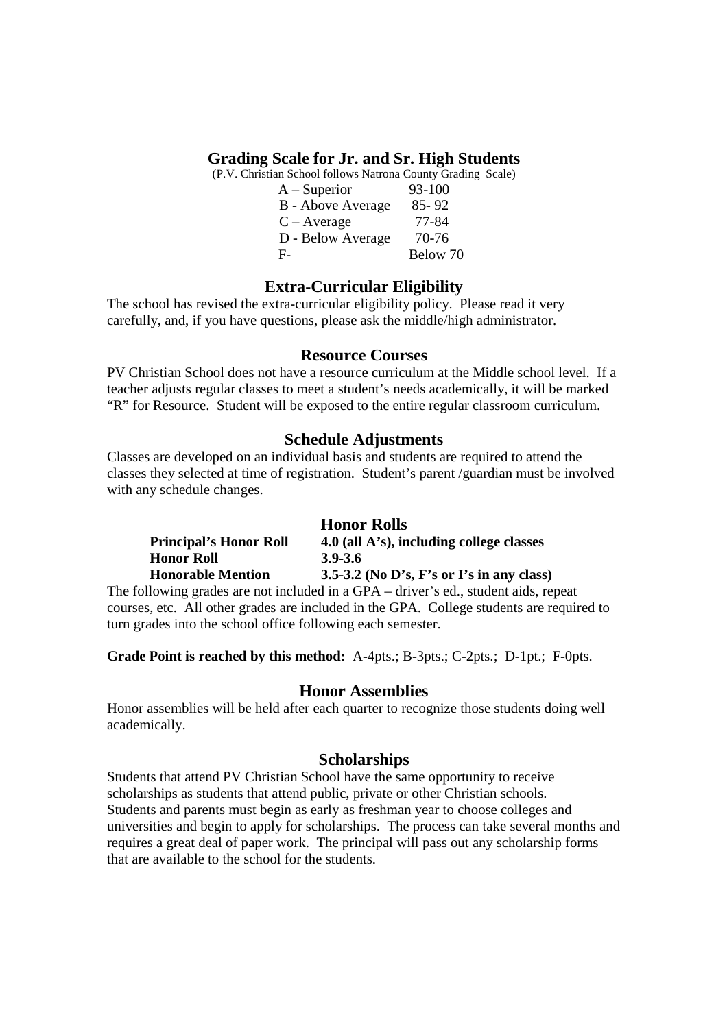## Grading Scale for Jr. and Sr. High Students

(P.V. Christian School follows Natrona County Grading Scale)

| | |
|---|---|
| A – Superior | 93-100 |
| B - Above Average | 85- 92 |
| C – Average | 77-84 |
| D - Below Average | 70-76 |
| F- | Below 70 |

## Extra-Curricular Eligibility

The school has revised the extra-curricular eligibility policy. Please read it very carefully, and, if you have questions, please ask the middle/high administrator.

## Resource Courses

PV Christian School does not have a resource curriculum at the Middle school level. If a teacher adjusts regular classes to meet a student's needs academically, it will be marked "R" for Resource. Student will be exposed to the entire regular classroom curriculum.

## Schedule Adjustments

Classes are developed on an individual basis and students are required to attend the classes they selected at time of registration. Student's parent /guardian must be involved with any schedule changes.

## Honor Rolls

| | |
|---|---|
| **Principal's Honor Roll** | **4.0 (all A's), including college classes** |
| **Honor Roll** | **3.9-3.6** |
| **Honorable Mention** | **3.5-3.2 (No D's, F's or I's in any class)** |

The following grades are not included in a GPA – driver's ed., student aids, repeat courses, etc. All other grades are included in the GPA. College students are required to turn grades into the school office following each semester.

**Grade Point is reached by this method:** A-4pts.; B-3pts.; C-2pts.; D-1pt.; F-0pts.

## Honor Assemblies

Honor assemblies will be held after each quarter to recognize those students doing well academically.

## Scholarships

Students that attend PV Christian School have the same opportunity to receive scholarships as students that attend public, private or other Christian schools. Students and parents must begin as early as freshman year to choose colleges and universities and begin to apply for scholarships. The process can take several months and requires a great deal of paper work. The principal will pass out any scholarship forms that are available to the school for the students.